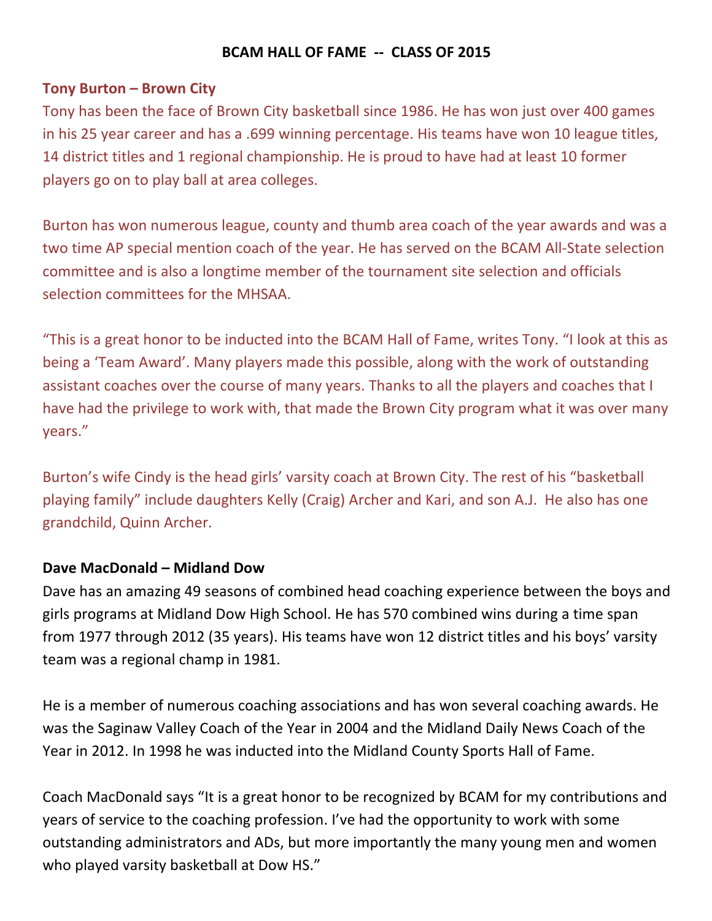# BCAM HALL OF FAME -- CLASS OF 2015

### Tony Burton – Brown City

Tony has been the face of Brown City basketball since 1986. He has won just over 400 games in his 25 year career and has a .699 winning percentage. His teams have won 10 league titles, 14 district titles and 1 regional championship. He is proud to have had at least 10 former players go on to play ball at area colleges.

Burton has won numerous league, county and thumb area coach of the year awards and was a two time AP special mention coach of the year. He has served on the BCAM All-State selection committee and is also a longtime member of the tournament site selection and officials selection committees for the MHSAA.

"This is a great honor to be inducted into the BCAM Hall of Fame, writes Tony. "I look at this as being a 'Team Award'. Many players made this possible, along with the work of outstanding assistant coaches over the course of many years. Thanks to all the players and coaches that I have had the privilege to work with, that made the Brown City program what it was over many years."

Burton's wife Cindy is the head girls' varsity coach at Brown City. The rest of his "basketball playing family" include daughters Kelly (Craig) Archer and Kari, and son A.J. He also has one grandchild, Quinn Archer.

### Dave MacDonald – Midland Dow

Dave has an amazing 49 seasons of combined head coaching experience between the boys and girls programs at Midland Dow High School. He has 570 combined wins during a time span from 1977 through 2012 (35 years). His teams have won 12 district titles and his boys' varsity team was a regional champ in 1981.

He is a member of numerous coaching associations and has won several coaching awards. He was the Saginaw Valley Coach of the Year in 2004 and the Midland Daily News Coach of the Year in 2012. In 1998 he was inducted into the Midland County Sports Hall of Fame.

Coach MacDonald says "It is a great honor to be recognized by BCAM for my contributions and years of service to the coaching profession. I've had the opportunity to work with some outstanding administrators and ADs, but more importantly the many young men and women who played varsity basketball at Dow HS."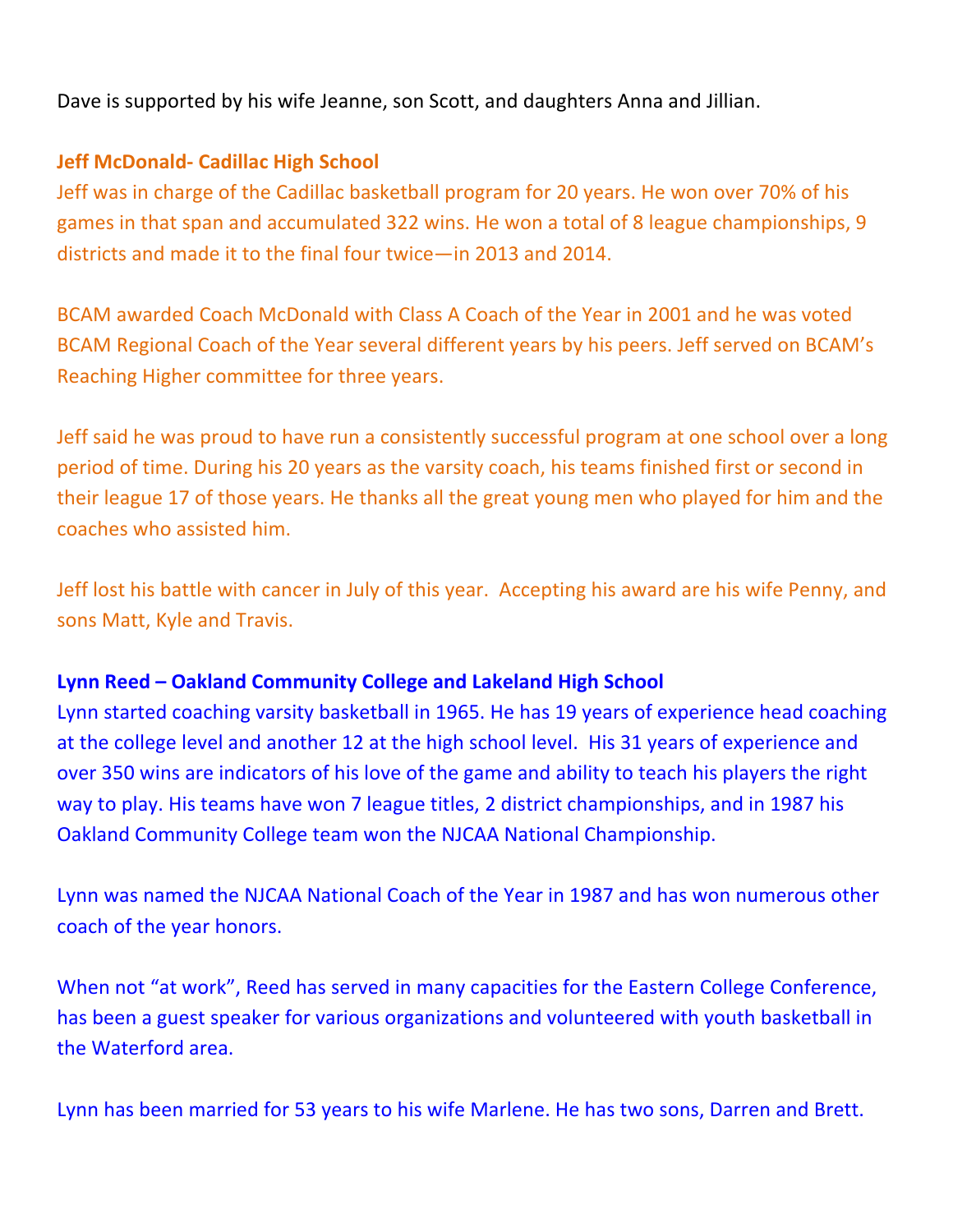Dave is supported by his wife Jeanne, son Scott, and daughters Anna and Jillian.

**Jeff McDonald- Cadillac High School**

Jeff was in charge of the Cadillac basketball program for 20 years. He won over 70% of his games in that span and accumulated 322 wins. He won a total of 8 league championships, 9 districts and made it to the final four twice—in 2013 and 2014.

BCAM awarded Coach McDonald with Class A Coach of the Year in 2001 and he was voted BCAM Regional Coach of the Year several different years by his peers. Jeff served on BCAM's Reaching Higher committee for three years.

Jeff said he was proud to have run a consistently successful program at one school over a long period of time. During his 20 years as the varsity coach, his teams finished first or second in their league 17 of those years. He thanks all the great young men who played for him and the coaches who assisted him.

Jeff lost his battle with cancer in July of this year. Accepting his award are his wife Penny, and sons Matt, Kyle and Travis.

**Lynn Reed – Oakland Community College and Lakeland High School**

Lynn started coaching varsity basketball in 1965. He has 19 years of experience head coaching at the college level and another 12 at the high school level. His 31 years of experience and over 350 wins are indicators of his love of the game and ability to teach his players the right way to play. His teams have won 7 league titles, 2 district championships, and in 1987 his Oakland Community College team won the NJCAA National Championship.

Lynn was named the NJCAA National Coach of the Year in 1987 and has won numerous other coach of the year honors.

When not "at work", Reed has served in many capacities for the Eastern College Conference, has been a guest speaker for various organizations and volunteered with youth basketball in the Waterford area.

Lynn has been married for 53 years to his wife Marlene. He has two sons, Darren and Brett.